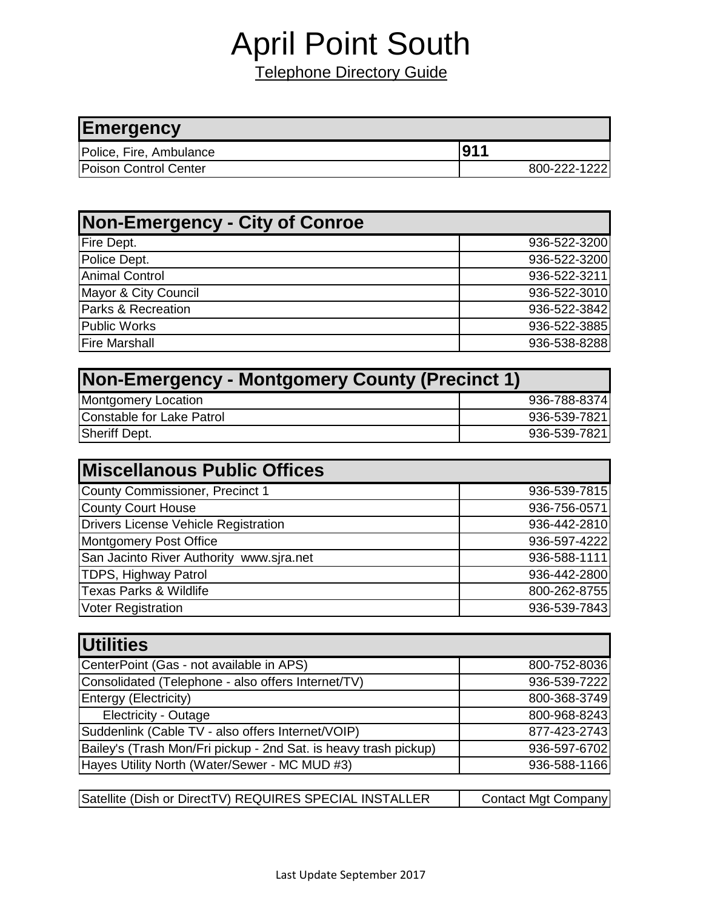# April Point South

Telephone Directory Guide

| Emergency | |
|---|---|
| Police, Fire, Ambulance | **911** |
| Poison Control Center | 800-222-1222 |

| Non-Emergency - City of Conroe | |
|---|---|
| Fire Dept. | 936-522-3200 |
| Police Dept. | 936-522-3200 |
| Animal Control | 936-522-3211 |
| Mayor & City Council | 936-522-3010 |
| Parks & Recreation | 936-522-3842 |
| Public Works | 936-522-3885 |
| Fire Marshall | 936-538-8288 |

| Non-Emergency - Montgomery County (Precinct 1) | |
|---|---|
| Montgomery Location | 936-788-8374 |
| Constable for Lake Patrol | 936-539-7821 |
| Sheriff Dept. | 936-539-7821 |

| Miscellanous Public Offices | |
|---|---|
| County Commissioner, Precinct 1 | 936-539-7815 |
| County Court House | 936-756-0571 |
| Drivers License Vehicle Registration | 936-442-2810 |
| Montgomery Post Office | 936-597-4222 |
| San Jacinto River Authority www.sjra.net | 936-588-1111 |
| TDPS, Highway Patrol | 936-442-2800 |
| Texas Parks & Wildlife | 800-262-8755 |
| Voter Registration | 936-539-7843 |

| Utilities | |
|---|---|
| CenterPoint (Gas - not available in APS) | 800-752-8036 |
| Consolidated (Telephone - also offers Internet/TV) | 936-539-7222 |
| Entergy (Electricity) | 800-368-3749 |
| Electricity - Outage | 800-968-8243 |
| Suddenlink (Cable TV - also offers Internet/VOIP) | 877-423-2743 |
| Bailey's (Trash Mon/Fri pickup - 2nd Sat. is heavy trash pickup) | 936-597-6702 |
| Hayes Utility North (Water/Sewer - MC MUD #3) | 936-588-1166 |

| Satellite (Dish or DirectTV) REQUIRES SPECIAL INSTALLER | Contact Mgt Company |
|---|---|

Last Update September 2017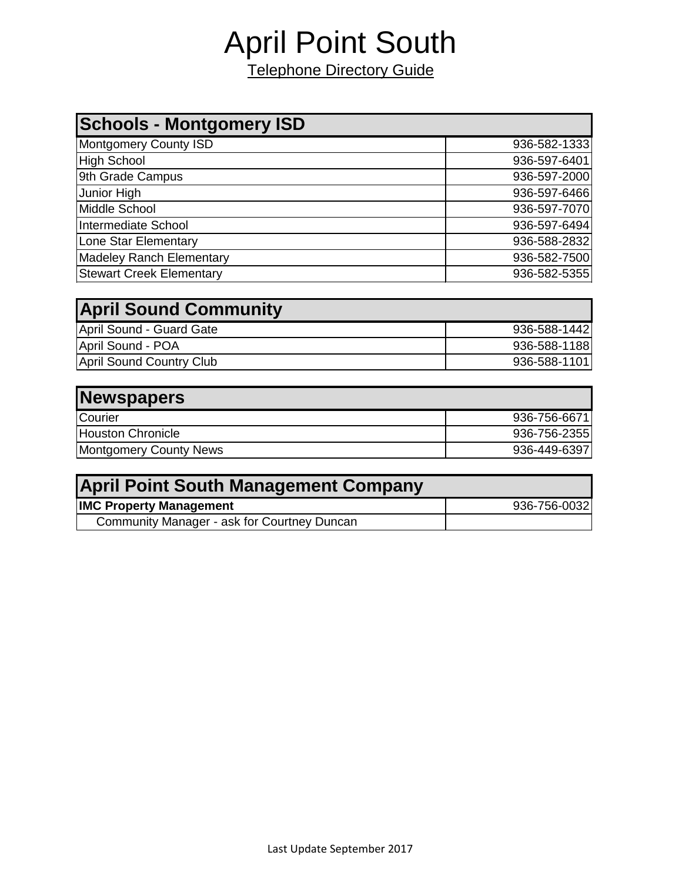# April Point South

Telephone Directory Guide

| Schools - Montgomery ISD | |
|---|---|
| Montgomery County ISD | 936-582-1333 |
| High School | 936-597-6401 |
| 9th Grade Campus | 936-597-2000 |
| Junior High | 936-597-6466 |
| Middle School | 936-597-7070 |
| Intermediate School | 936-597-6494 |
| Lone Star Elementary | 936-588-2832 |
| Madeley Ranch Elementary | 936-582-7500 |
| Stewart Creek Elementary | 936-582-5355 |

| April Sound Community | |
|---|---|
| April Sound - Guard Gate | 936-588-1442 |
| April Sound - POA | 936-588-1188 |
| April Sound Country Club | 936-588-1101 |

| Newspapers | |
|---|---|
| Courier | 936-756-6671 |
| Houston Chronicle | 936-756-2355 |
| Montgomery County News | 936-449-6397 |

| April Point South Management Company | |
|---|---|
| **IMC Property Management** | 936-756-0032 |
| Community Manager - ask for Courtney Duncan | |

Last Update September 2017